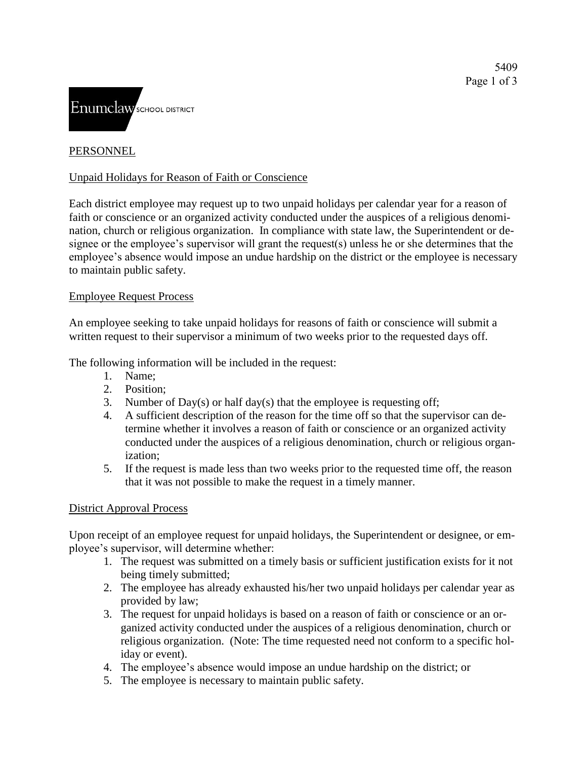Enumclaw SCHOOL DISTRICT

5409

PERSONNEL

Unpaid Holidays for Reason of Faith or Conscience

Each district employee may request up to two unpaid holidays per calendar year for a reason of faith or conscience or an organized activity conducted under the auspices of a religious denomination, church or religious organization. In compliance with state law, the Superintendent or designee or the employee's supervisor will grant the request(s) unless he or she determines that the employee's absence would impose an undue hardship on the district or the employee is necessary to maintain public safety.

Employee Request Process

An employee seeking to take unpaid holidays for reasons of faith or conscience will submit a written request to their supervisor a minimum of two weeks prior to the requested days off.

The following information will be included in the request:

1. Name;
2. Position;
3. Number of Day(s) or half day(s) that the employee is requesting off;
4. A sufficient description of the reason for the time off so that the supervisor can determine whether it involves a reason of faith or conscience or an organized activity conducted under the auspices of a religious denomination, church or religious organization;
5. If the request is made less than two weeks prior to the requested time off, the reason that it was not possible to make the request in a timely manner.

District Approval Process

Upon receipt of an employee request for unpaid holidays, the Superintendent or designee, or employee's supervisor, will determine whether:

1. The request was submitted on a timely basis or sufficient justification exists for it not being timely submitted;
2. The employee has already exhausted his/her two unpaid holidays per calendar year as provided by law;
3. The request for unpaid holidays is based on a reason of faith or conscience or an organized activity conducted under the auspices of a religious denomination, church or religious organization. (Note: The time requested need not conform to a specific holiday or event).
4. The employee's absence would impose an undue hardship on the district; or
5. The employee is necessary to maintain public safety.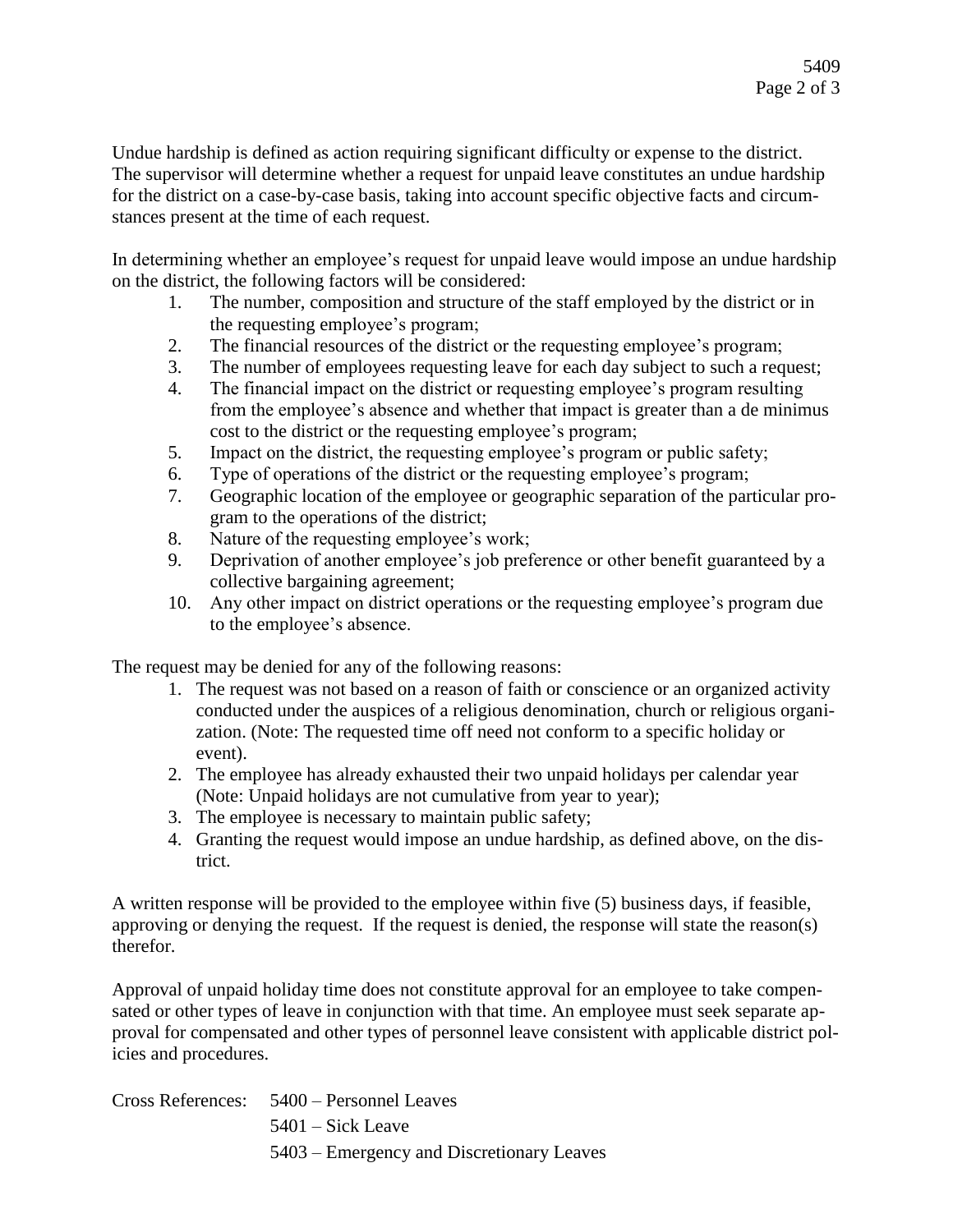Undue hardship is defined as action requiring significant difficulty or expense to the district. The supervisor will determine whether a request for unpaid leave constitutes an undue hardship for the district on a case-by-case basis, taking into account specific objective facts and circumstances present at the time of each request.

In determining whether an employee's request for unpaid leave would impose an undue hardship on the district, the following factors will be considered:

1. The number, composition and structure of the staff employed by the district or in the requesting employee's program;
2. The financial resources of the district or the requesting employee's program;
3. The number of employees requesting leave for each day subject to such a request;
4. The financial impact on the district or requesting employee's program resulting from the employee's absence and whether that impact is greater than a de minimus cost to the district or the requesting employee's program;
5. Impact on the district, the requesting employee's program or public safety;
6. Type of operations of the district or the requesting employee's program;
7. Geographic location of the employee or geographic separation of the particular program to the operations of the district;
8. Nature of the requesting employee's work;
9. Deprivation of another employee's job preference or other benefit guaranteed by a collective bargaining agreement;
10. Any other impact on district operations or the requesting employee's program due to the employee's absence.

The request may be denied for any of the following reasons:

1. The request was not based on a reason of faith or conscience or an organized activity conducted under the auspices of a religious denomination, church or religious organization. (Note: The requested time off need not conform to a specific holiday or event).
2. The employee has already exhausted their two unpaid holidays per calendar year (Note: Unpaid holidays are not cumulative from year to year);
3. The employee is necessary to maintain public safety;
4. Granting the request would impose an undue hardship, as defined above, on the district.

A written response will be provided to the employee within five (5) business days, if feasible, approving or denying the request. If the request is denied, the response will state the reason(s) therefor.

Approval of unpaid holiday time does not constitute approval for an employee to take compensated or other types of leave in conjunction with that time. An employee must seek separate approval for compensated and other types of personnel leave consistent with applicable district policies and procedures.

Cross References: 5400 – Personnel Leaves
5401 – Sick Leave
5403 – Emergency and Discretionary Leaves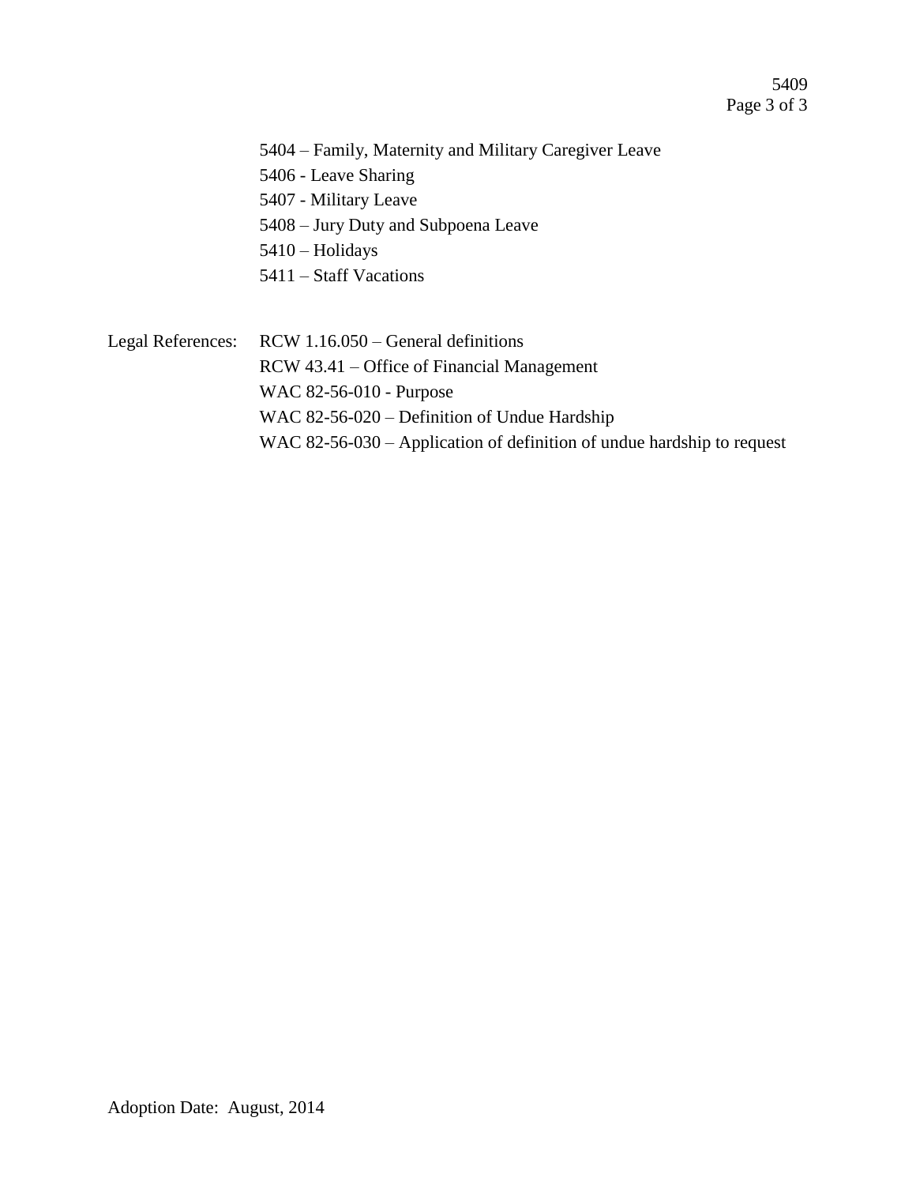5404 – Family, Maternity and Military Caregiver Leave
5406 - Leave Sharing
5407 - Military Leave
5408 – Jury Duty and Subpoena Leave
5410 – Holidays
5411 – Staff Vacations

Legal References: RCW 1.16.050 – General definitions
RCW 43.41 – Office of Financial Management
WAC 82-56-010 - Purpose
WAC 82-56-020 – Definition of Undue Hardship
WAC 82-56-030 – Application of definition of undue hardship to request

Adoption Date: August, 2014